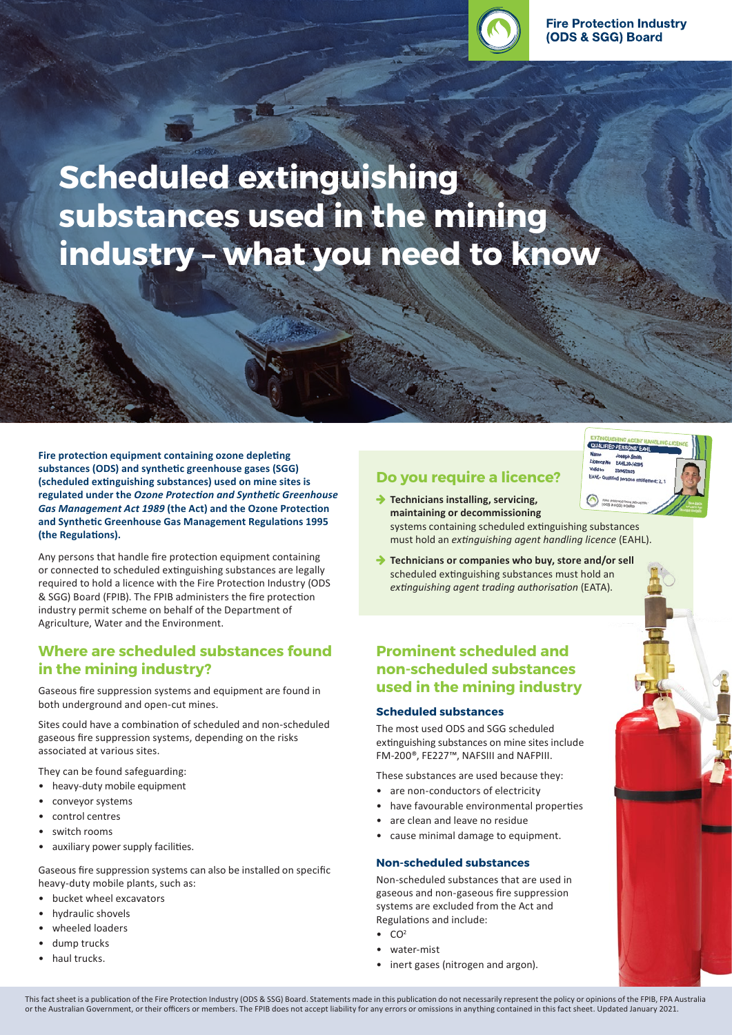Fire Protection Industry (ODS & SGG) Board

# Scheduled extinguishing substances used in the mining industry – what you need to know

**Fire protection equipment containing ozone depleting substances (ODS) and synthetic greenhouse gases (SGG) (scheduled extinguishing substances) used on mine sites is regulated under the *Ozone Protection and Synthetic Greenhouse Gas Management Act 1989* (the Act) and the Ozone Protection and Synthetic Greenhouse Gas Management Regulations 1995 (the Regulations).**

Any persons that handle fire protection equipment containing or connected to scheduled extinguishing substances are legally required to hold a licence with the Fire Protection Industry (ODS & SGG) Board (FPIB). The FPIB administers the fire protection industry permit scheme on behalf of the Department of Agriculture, Water and the Environment.

## Where are scheduled substances found in the mining industry?

Gaseous fire suppression systems and equipment are found in both underground and open-cut mines.

Sites could have a combination of scheduled and non-scheduled gaseous fire suppression systems, depending on the risks associated at various sites.

They can be found safeguarding:

- heavy-duty mobile equipment
- conveyor systems
- control centres
- switch rooms
- auxiliary power supply facilities.

Gaseous fire suppression systems can also be installed on specific heavy-duty mobile plants, such as:

- bucket wheel excavators
- hydraulic shovels
- wheeled loaders
- dump trucks
- haul trucks.

## Do you require a licence?

- **Technicians installing, servicing, maintaining or decommissioning** systems containing scheduled extinguishing substances must hold an *extinguishing agent handling licence* (EAHL).
- **Technicians or companies who buy, store and/or sell** scheduled extinguishing substances must hold an *extinguishing agent trading authorisation* (EATA).

## Prominent scheduled and non-scheduled substances used in the mining industry

### Scheduled substances

The most used ODS and SGG scheduled extinguishing substances on mine sites include FM-200®, FE227™, NAFSIII and NAFPIII.

These substances are used because they:

- are non-conductors of electricity
- have favourable environmental properties
- are clean and leave no residue
- cause minimal damage to equipment.

### Non-scheduled substances

Non-scheduled substances that are used in gaseous and non-gaseous fire suppression systems are excluded from the Act and Regulations and include:

- $CO^2$
- water-mist
- inert gases (nitrogen and argon).

This fact sheet is a publication of the Fire Protection Industry (ODS & SSG) Board. Statements made in this publication do not necessarily represent the policy or opinions of the FPIB, FPA Australia or the Australian Government, or their officers or members. The FPIB does not accept liability for any errors or omissions in anything contained in this fact sheet. Updated January 2021.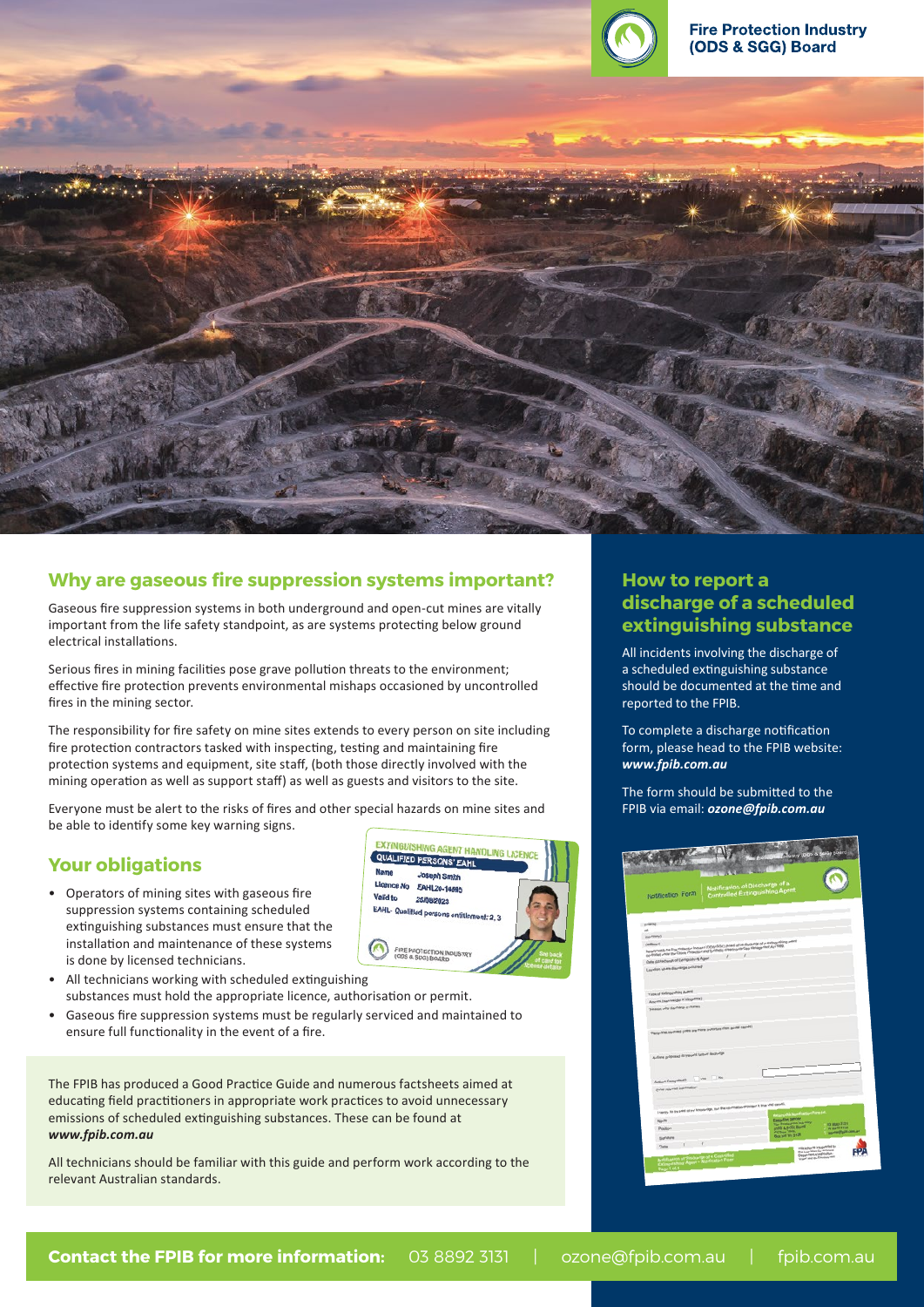Fire Protection Industry (ODS & SGG) Board

## Why are gaseous fire suppression systems important?

Gaseous fire suppression systems in both underground and open-cut mines are vitally important from the life safety standpoint, as are systems protecting below ground electrical installations.

Serious fires in mining facilities pose grave pollution threats to the environment; effective fire protection prevents environmental mishaps occasioned by uncontrolled fires in the mining sector.

The responsibility for fire safety on mine sites extends to every person on site including fire protection contractors tasked with inspecting, testing and maintaining fire protection systems and equipment, site staff, (both those directly involved with the mining operation as well as support staff) as well as guests and visitors to the site.

Everyone must be alert to the risks of fires and other special hazards on mine sites and be able to identify some key warning signs.

## Your obligations

- Operators of mining sites with gaseous fire suppression systems containing scheduled extinguishing substances must ensure that the installation and maintenance of these systems is done by licensed technicians.
- All technicians working with scheduled extinguishing substances must hold the appropriate licence, authorisation or permit.
- Gaseous fire suppression systems must be regularly serviced and maintained to ensure full functionality in the event of a fire.

The FPIB has produced a Good Practice Guide and numerous factsheets aimed at educating field practitioners in appropriate work practices to avoid unnecessary emissions of scheduled extinguishing substances. These can be found at ***www.fpib.com.au***

All technicians should be familiar with this guide and perform work according to the relevant Australian standards.

## How to report a discharge of a scheduled extinguishing substance

All incidents involving the discharge of a scheduled extinguishing substance should be documented at the time and reported to the FPIB.

To complete a discharge notification form, please head to the FPIB website: ***www.fpib.com.au***

The form should be submitted to the FPIB via email: ***ozone@fpib.com.au***

**Contact the FPIB for more information:** 03 8892 3131 | ozone@fpib.com.au | fpib.com.au